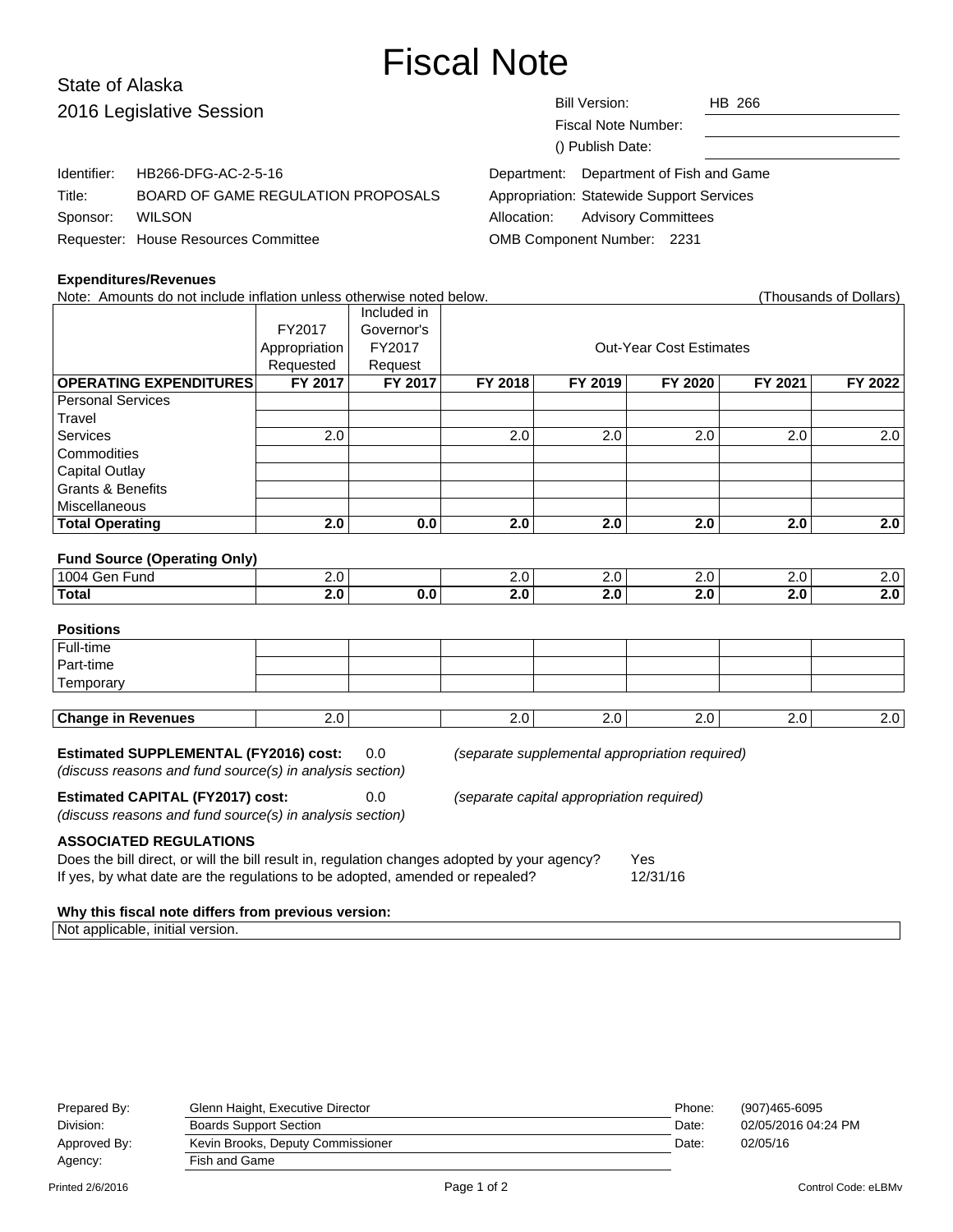# Fiscal Note

State of Alaska
2016 Legislative Session

| | |
|---|---|
| Bill Version: | HB 266 |
| Fiscal Note Number: | |
| () Publish Date: | |

| | |
|---|---|
| Identifier: | HB266-DFG-AC-2-5-16 |
| Title: | BOARD OF GAME REGULATION PROPOSALS |
| Sponsor: | WILSON |
| Requester: | House Resources Committee |

| | |
|---|---|
| Department: | Department of Fish and Game |
| Appropriation: | Statewide Support Services |
| Allocation: | Advisory Committees |
| OMB Component Number: | 2231 |

**Expenditures/Revenues**

Note: Amounts do not include inflation unless otherwise noted below. (Thousands of Dollars)

| | FY2017 Appropriation Requested | Included in Governor's FY2017 Request | Out-Year Cost Estimates | | | | |
|---|---|---|---|---|---|---|---|
| **OPERATING EXPENDITURES** | **FY 2017** | **FY 2017** | **FY 2018** | **FY 2019** | **FY 2020** | **FY 2021** | **FY 2022** |
| Personal Services | | | | | | | |
| Travel | | | | | | | |
| Services | 2.0 | | 2.0 | 2.0 | 2.0 | 2.0 | 2.0 |
| Commodities | | | | | | | |
| Capital Outlay | | | | | | | |
| Grants & Benefits | | | | | | | |
| Miscellaneous | | | | | | | |
| **Total Operating** | **2.0** | **0.0** | **2.0** | **2.0** | **2.0** | **2.0** | **2.0** |

**Fund Source (Operating Only)**

| | | | | | | | |
|---|---|---|---|---|---|---|---|
| 1004 Gen Fund | 2.0 | | 2.0 | 2.0 | 2.0 | 2.0 | 2.0 |
| **Total** | **2.0** | **0.0** | **2.0** | **2.0** | **2.0** | **2.0** | **2.0** |

**Positions**

| | | | | | | | |
|---|---|---|---|---|---|---|---|
| Full-time | | | | | | | |
| Part-time | | | | | | | |
| Temporary | | | | | | | |

| | | | | | | | |
|---|---|---|---|---|---|---|---|
| **Change in Revenues** | 2.0 | | 2.0 | 2.0 | 2.0 | 2.0 | 2.0 |

**Estimated SUPPLEMENTAL (FY2016) cost:** 0.0 *(separate supplemental appropriation required)*
*(discuss reasons and fund source(s) in analysis section)*

**Estimated CAPITAL (FY2017) cost:** 0.0 *(separate capital appropriation required)*
*(discuss reasons and fund source(s) in analysis section)*

**ASSOCIATED REGULATIONS**

Does the bill direct, or will the bill result in, regulation changes adopted by your agency? Yes
If yes, by what date are the regulations to be adopted, amended or repealed? 12/31/16

**Why this fiscal note differs from previous version:**

Not applicable, initial version.

| | | | |
|---|---|---|---|
| Prepared By: | Glenn Haight, Executive Director | Phone: | (907)465-6095 |
| Division: | Boards Support Section | Date: | 02/05/2016 04:24 PM |
| Approved By: | Kevin Brooks, Deputy Commissioner | Date: | 02/05/16 |
| Agency: | Fish and Game | | |

Printed 2/6/2016 Control Code: eLBMv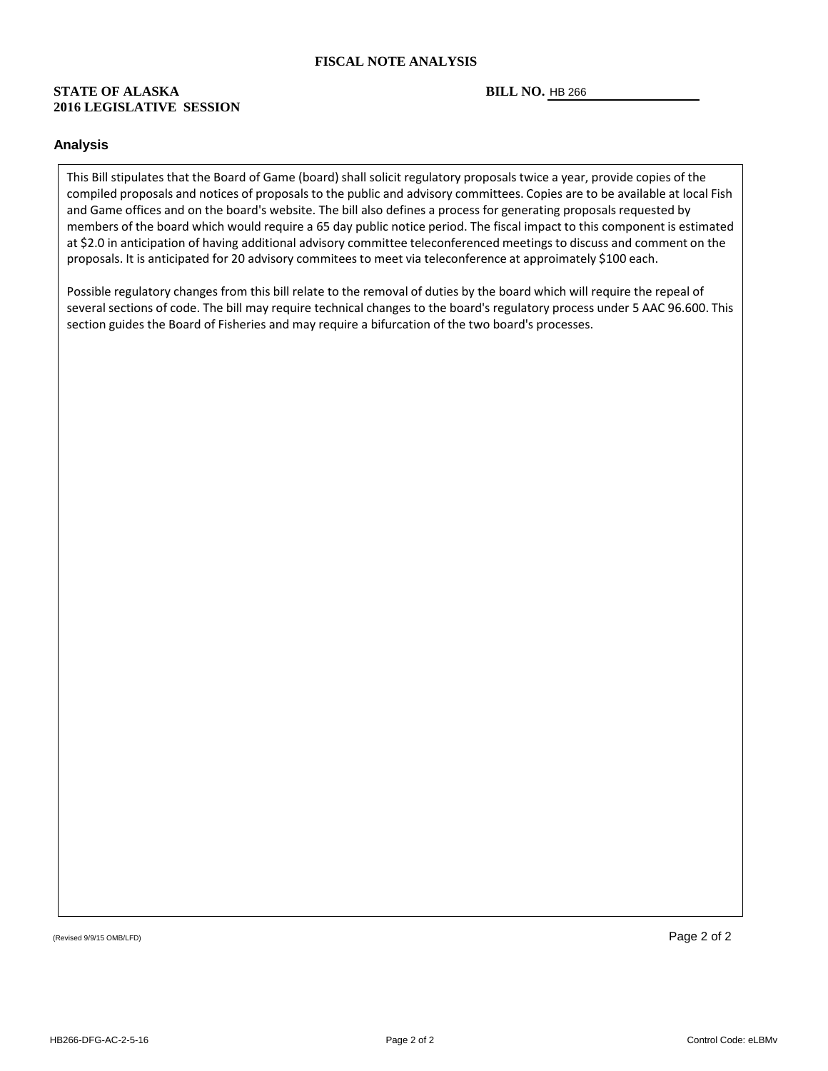**FISCAL NOTE ANALYSIS**

**STATE OF ALASKA**
**2016 LEGISLATIVE SESSION**

**BILL NO.** HB 266

## Analysis

This Bill stipulates that the Board of Game (board) shall solicit regulatory proposals twice a year, provide copies of the compiled proposals and notices of proposals to the public and advisory committees. Copies are to be available at local Fish and Game offices and on the board's website. The bill also defines a process for generating proposals requested by members of the board which would require a 65 day public notice period. The fiscal impact to this component is estimated at $2.0 in anticipation of having additional advisory committee teleconferenced meetings to discuss and comment on the proposals. It is anticipated for 20 advisory commitees to meet via teleconference at approimately $100 each.

Possible regulatory changes from this bill relate to the removal of duties by the board which will require the repeal of several sections of code. The bill may require technical changes to the board's regulatory process under 5 AAC 96.600. This section guides the Board of Fisheries and may require a bifurcation of the two board's processes.

(Revised 9/9/15 OMB/LFD)

HB266-DFG-AC-2-5-16

Control Code: eLBMv